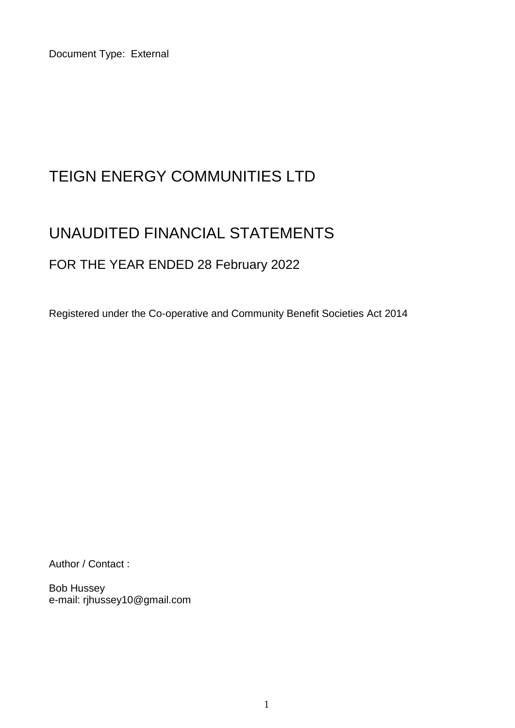Document Type: External

# TEIGN ENERGY COMMUNITIES LTD

# UNAUDITED FINANCIAL STATEMENTS

## FOR THE YEAR ENDED 28 February 2022

Registered under the Co-operative and Community Benefit Societies Act 2014

Author / Contact :

Bob Hussey
e-mail: rjhussey10@gmail.com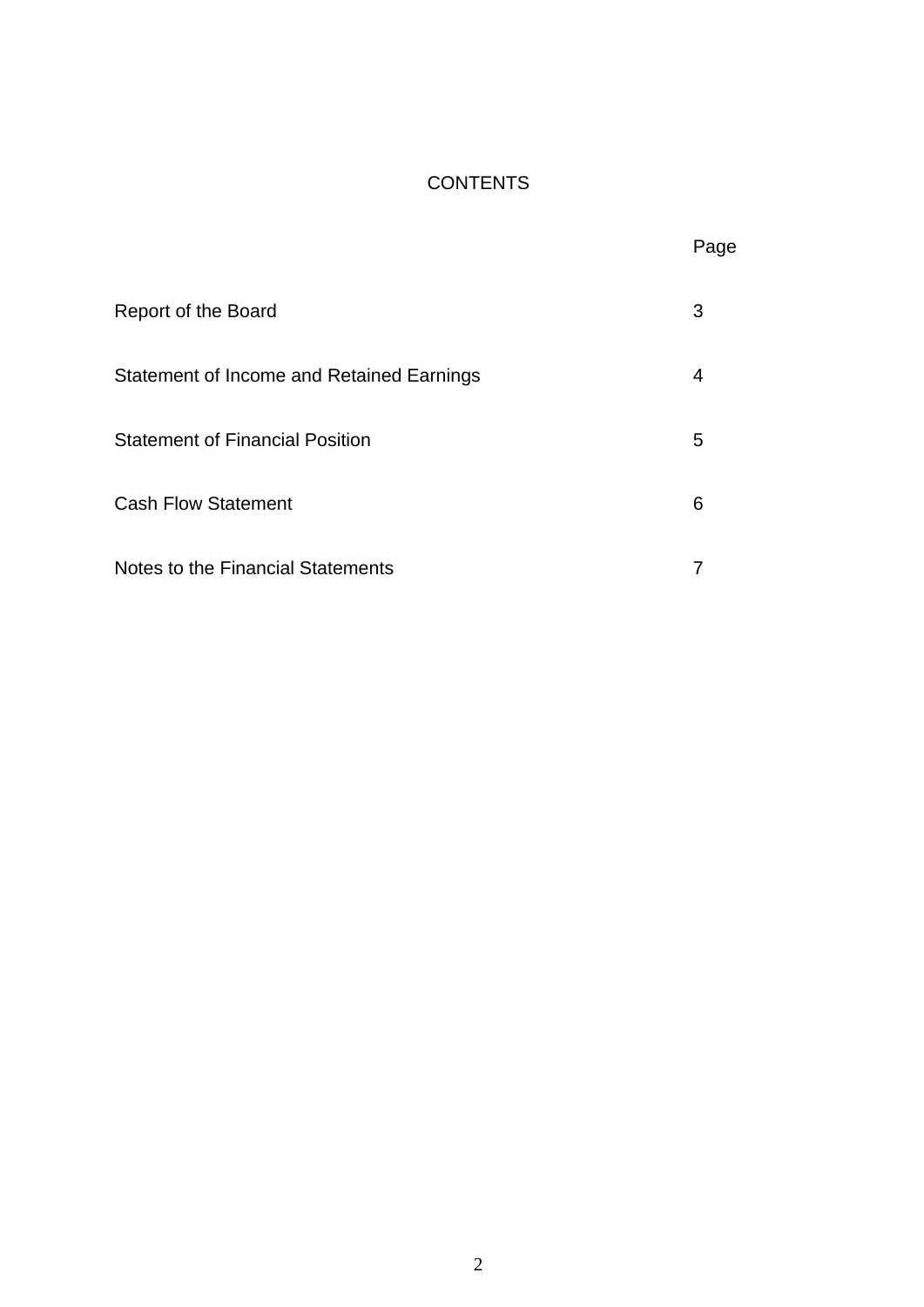# CONTENTS

| | Page |
|---|---|
| Report of the Board | 3 |
| Statement of Income and Retained Earnings | 4 |
| Statement of Financial Position | 5 |
| Cash Flow Statement | 6 |
| Notes to the Financial Statements | 7 |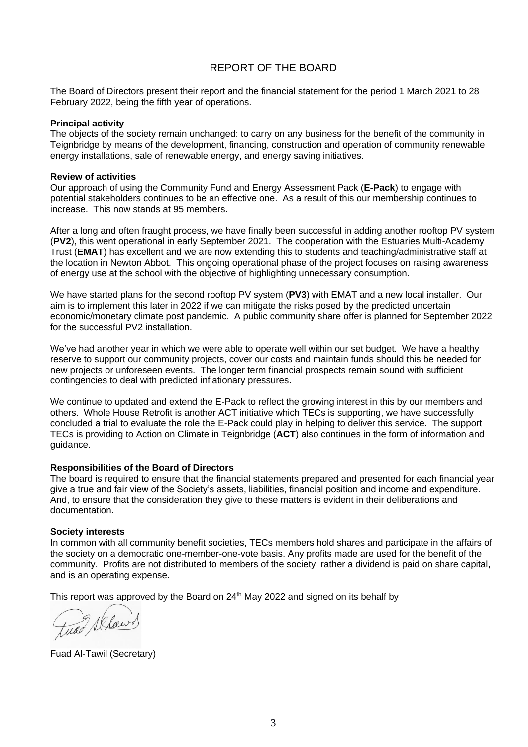# REPORT OF THE BOARD

The Board of Directors present their report and the financial statement for the period 1 March 2021 to 28 February 2022, being the fifth year of operations.

**Principal activity**

The objects of the society remain unchanged: to carry on any business for the benefit of the community in Teignbridge by means of the development, financing, construction and operation of community renewable energy installations, sale of renewable energy, and energy saving initiatives.

**Review of activities**

Our approach of using the Community Fund and Energy Assessment Pack (**E-Pack**) to engage with potential stakeholders continues to be an effective one. As a result of this our membership continues to increase. This now stands at 95 members.

After a long and often fraught process, we have finally been successful in adding another rooftop PV system (**PV2**), this went operational in early September 2021. The cooperation with the Estuaries Multi-Academy Trust (**EMAT**) has excellent and we are now extending this to students and teaching/administrative staff at the location in Newton Abbot. This ongoing operational phase of the project focuses on raising awareness of energy use at the school with the objective of highlighting unnecessary consumption.

We have started plans for the second rooftop PV system (**PV3**) with EMAT and a new local installer. Our aim is to implement this later in 2022 if we can mitigate the risks posed by the predicted uncertain economic/monetary climate post pandemic. A public community share offer is planned for September 2022 for the successful PV2 installation.

We've had another year in which we were able to operate well within our set budget. We have a healthy reserve to support our community projects, cover our costs and maintain funds should this be needed for new projects or unforeseen events. The longer term financial prospects remain sound with sufficient contingencies to deal with predicted inflationary pressures.

We continue to updated and extend the E-Pack to reflect the growing interest in this by our members and others. Whole House Retrofit is another ACT initiative which TECs is supporting, we have successfully concluded a trial to evaluate the role the E-Pack could play in helping to deliver this service. The support TECs is providing to Action on Climate in Teignbridge (**ACT**) also continues in the form of information and guidance.

**Responsibilities of the Board of Directors**

The board is required to ensure that the financial statements prepared and presented for each financial year give a true and fair view of the Society's assets, liabilities, financial position and income and expenditure. And, to ensure that the consideration they give to these matters is evident in their deliberations and documentation.

**Society interests**

In common with all community benefit societies, TECs members hold shares and participate in the affairs of the society on a democratic one-member-one-vote basis. Any profits made are used for the benefit of the community. Profits are not distributed to members of the society, rather a dividend is paid on share capital, and is an operating expense.

This report was approved by the Board on 24th May 2022 and signed on its behalf by

Fuad Al-Tawil (Secretary)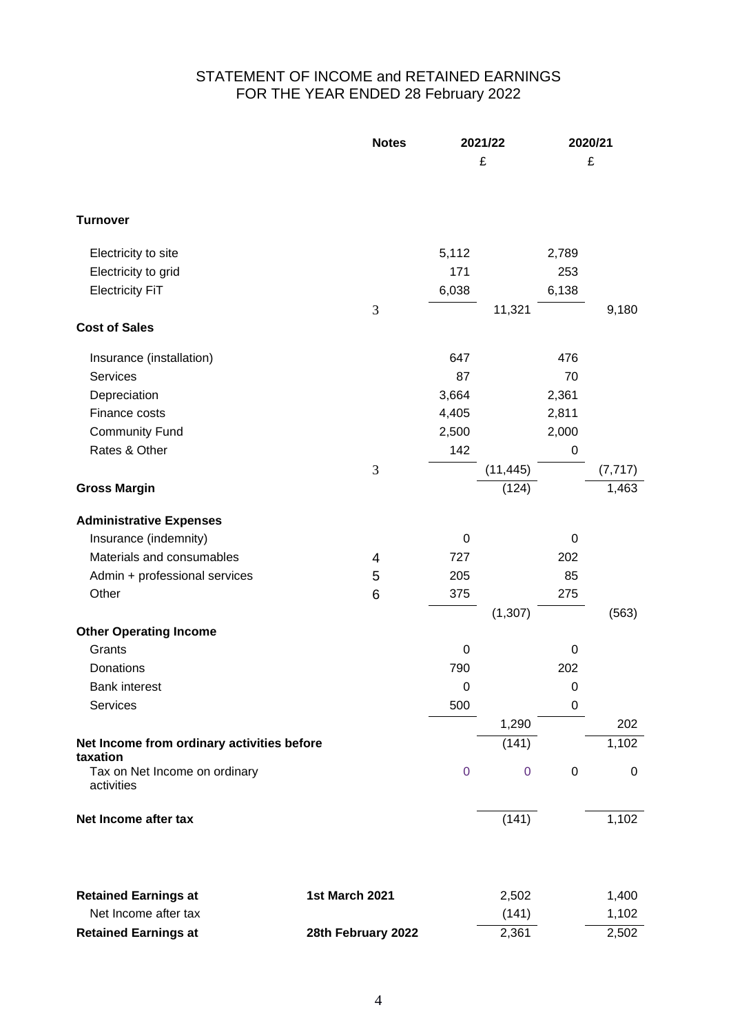# STATEMENT OF INCOME and RETAINED EARNINGS
## FOR THE YEAR ENDED 28 February 2022

| | Notes | 2021/22 | | 2020/21 | |
|---|---|---|---|---|---|
| | | | £ | | £ |
| **Turnover** | | | | | |
| Electricity to site | | 5,112 | | 2,789 | |
| Electricity to grid | | 171 | | 253 | |
| Electricity FiT | | 6,038 | | 6,138 | |
| | 3 | | 11,321 | | 9,180 |
| **Cost of Sales** | | | | | |
| Insurance (installation) | | 647 | | 476 | |
| Services | | 87 | | 70 | |
| Depreciation | | 3,664 | | 2,361 | |
| Finance costs | | 4,405 | | 2,811 | |
| Community Fund | | 2,500 | | 2,000 | |
| Rates & Other | | 142 | | 0 | |
| | 3 | | (11,445) | | (7,717) |
| **Gross Margin** | | | (124) | | 1,463 |
| **Administrative Expenses** | | | | | |
| Insurance (indemnity) | | 0 | | 0 | |
| Materials and consumables | 4 | 727 | | 202 | |
| Admin + professional services | 5 | 205 | | 85 | |
| Other | 6 | 375 | | 275 | |
| | | | (1,307) | | (563) |
| **Other Operating Income** | | | | | |
| Grants | | 0 | | 0 | |
| Donations | | 790 | | 202 | |
| Bank interest | | 0 | | 0 | |
| Services | | 500 | | 0 | |
| | | | 1,290 | | 202 |
| **Net Income from ordinary activities before taxation** | | | (141) | | 1,102 |
| Tax on Net Income on ordinary activities | | 0 | 0 | 0 | 0 |
| **Net Income after tax** | | | (141) | | 1,102 |
| | | | | | |
| **Retained Earnings at** | **1st March 2021** | | 2,502 | | 1,400 |
| Net Income after tax | | | (141) | | 1,102 |
| **Retained Earnings at** | **28th February 2022** | | 2,361 | | 2,502 |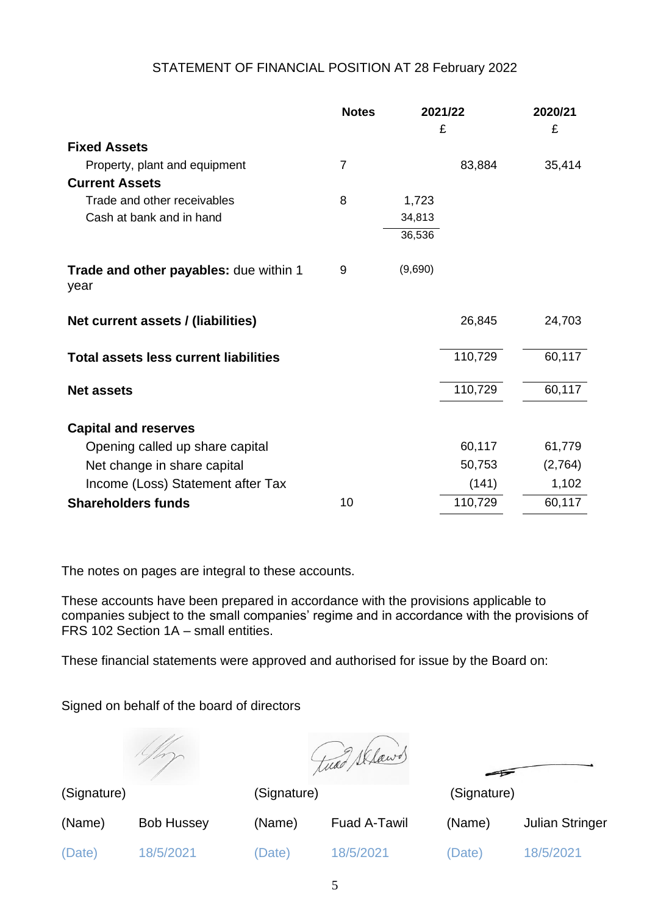# STATEMENT OF FINANCIAL POSITION AT 28 February 2022

| | Notes | 2021/22 | | 2020/21 |
|---|---|---|---|---|
| | | £ | | £ |
| **Fixed Assets** | | | | |
| Property, plant and equipment | 7 | | 83,884 | 35,414 |
| **Current Assets** | | | | |
| Trade and other receivables | 8 | 1,723 | | |
| Cash at bank and in hand | | 34,813 | | |
| | | 36,536 | | |
| **Trade and other payables:** due within 1 year | 9 | (9,690) | | |
| **Net current assets / (liabilities)** | | | 26,845 | 24,703 |
| **Total assets less current liabilities** | | | 110,729 | 60,117 |
| **Net assets** | | | 110,729 | 60,117 |
| **Capital and reserves** | | | | |
| Opening called up share capital | | | 60,117 | 61,779 |
| Net change in share capital | | | 50,753 | (2,764) |
| Income (Loss) Statement after Tax | | | (141) | 1,102 |
| **Shareholders funds** | 10 | | 110,729 | 60,117 |

The notes on pages are integral to these accounts.

These accounts have been prepared in accordance with the provisions applicable to companies subject to the small companies' regime and in accordance with the provisions of FRS 102 Section 1A – small entities.

These financial statements were approved and authorised for issue by the Board on:

Signed on behalf of the board of directors

| (Signature) | | (Signature) | | (Signature) | |
|---|---|---|---|---|---|
| (Name) | Bob Hussey | (Name) | Fuad A-Tawil | (Name) | Julian Stringer |
| (Date) | 18/5/2021 | (Date) | 18/5/2021 | (Date) | 18/5/2021 |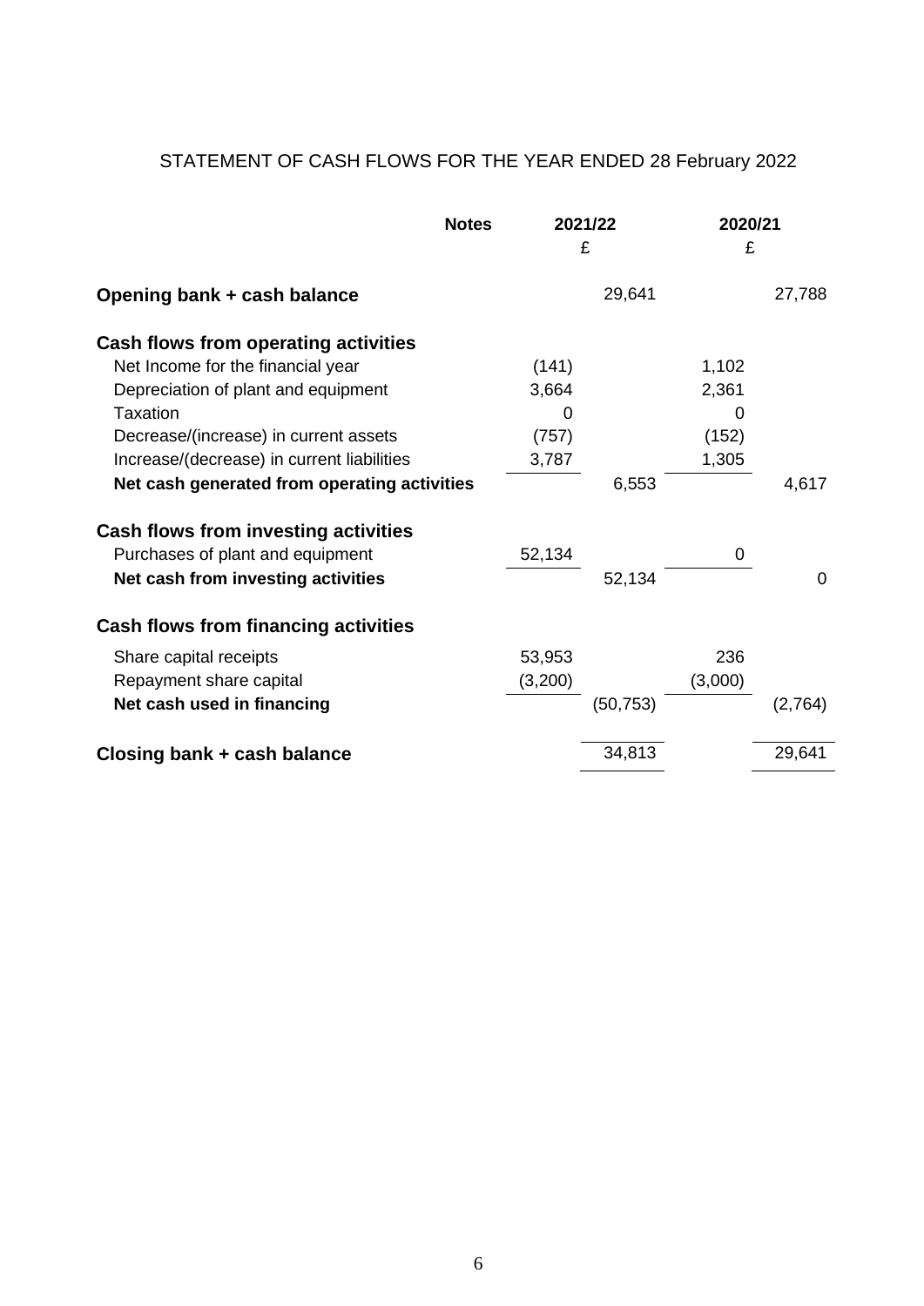STATEMENT OF CASH FLOWS FOR THE YEAR ENDED 28 February 2022

| | Notes | 2021/22 | | 2020/21 | |
|---|---|---|---|---|---|
| | | £ | | £ | |
| **Opening bank + cash balance** | | | 29,641 | | 27,788 |
| **Cash flows from operating activities** | | | | | |
| Net Income for the financial year | | (141) | | 1,102 | |
| Depreciation of plant and equipment | | 3,664 | | 2,361 | |
| Taxation | | 0 | | 0 | |
| Decrease/(increase) in current assets | | (757) | | (152) | |
| Increase/(decrease) in current liabilities | | 3,787 | | 1,305 | |
| **Net cash generated from operating activities** | | | 6,553 | | 4,617 |
| **Cash flows from investing activities** | | | | | |
| Purchases of plant and equipment | | 52,134 | | 0 | |
| **Net cash from investing activities** | | | 52,134 | | 0 |
| **Cash flows from financing activities** | | | | | |
| Share capital receipts | | 53,953 | | 236 | |
| Repayment share capital | | (3,200) | | (3,000) | |
| **Net cash used in financing** | | | (50,753) | | (2,764) |
| **Closing bank + cash balance** | | | 34,813 | | 29,641 |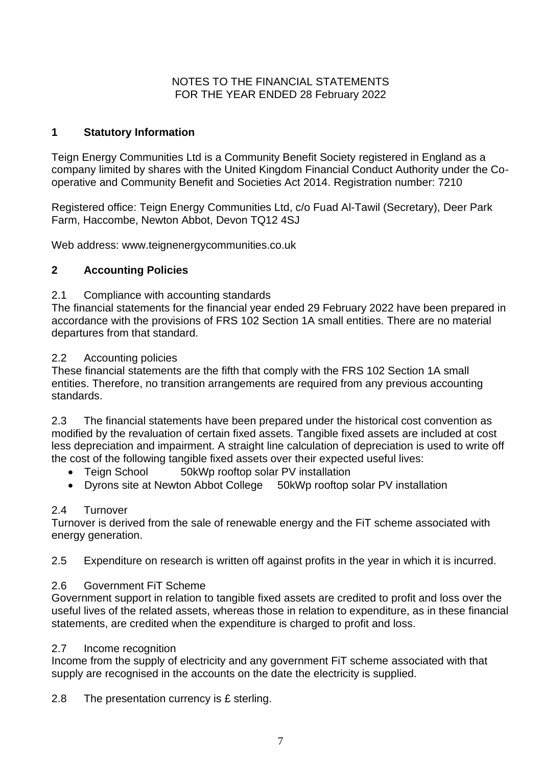NOTES TO THE FINANCIAL STATEMENTS
FOR THE YEAR ENDED 28 February 2022

## 1 Statutory Information

Teign Energy Communities Ltd is a Community Benefit Society registered in England as a company limited by shares with the United Kingdom Financial Conduct Authority under the Co-operative and Community Benefit and Societies Act 2014. Registration number: 7210

Registered office: Teign Energy Communities Ltd, c/o Fuad Al-Tawil (Secretary), Deer Park Farm, Haccombe, Newton Abbot, Devon TQ12 4SJ

Web address: www.teignenergycommunities.co.uk

## 2 Accounting Policies

2.1 Compliance with accounting standards
The financial statements for the financial year ended 29 February 2022 have been prepared in accordance with the provisions of FRS 102 Section 1A small entities. There are no material departures from that standard.

2.2 Accounting policies
These financial statements are the fifth that comply with the FRS 102 Section 1A small entities. Therefore, no transition arrangements are required from any previous accounting standards.

2.3 The financial statements have been prepared under the historical cost convention as modified by the revaluation of certain fixed assets. Tangible fixed assets are included at cost less depreciation and impairment. A straight line calculation of depreciation is used to write off the cost of the following tangible fixed assets over their expected useful lives:

- Teign School 50kWp rooftop solar PV installation
- Dyrons site at Newton Abbot College 50kWp rooftop solar PV installation

2.4 Turnover
Turnover is derived from the sale of renewable energy and the FiT scheme associated with energy generation.

2.5 Expenditure on research is written off against profits in the year in which it is incurred.

2.6 Government FiT Scheme
Government support in relation to tangible fixed assets are credited to profit and loss over the useful lives of the related assets, whereas those in relation to expenditure, as in these financial statements, are credited when the expenditure is charged to profit and loss.

2.7 Income recognition
Income from the supply of electricity and any government FiT scheme associated with that supply are recognised in the accounts on the date the electricity is supplied.

2.8 The presentation currency is £ sterling.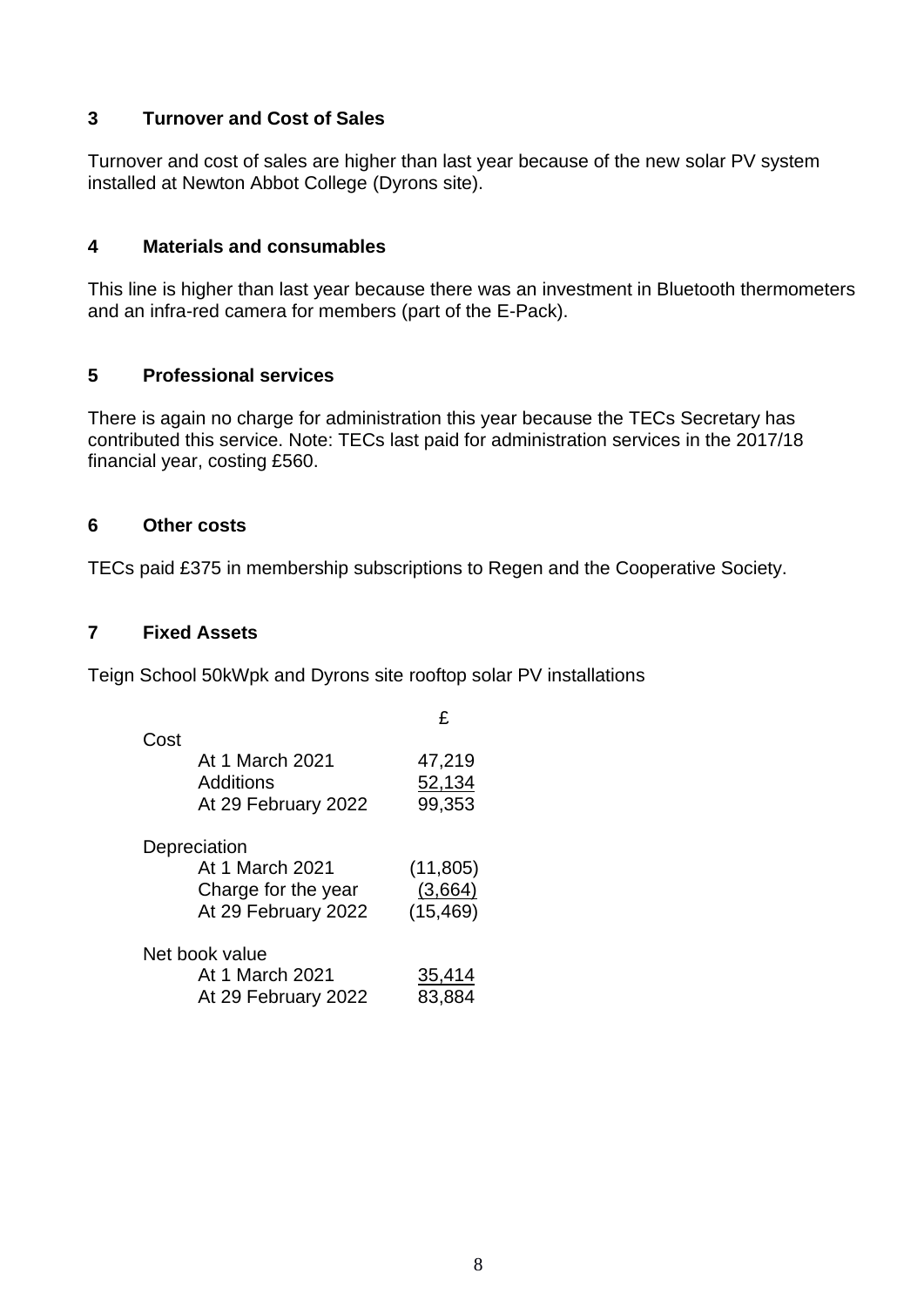## 3 Turnover and Cost of Sales

Turnover and cost of sales are higher than last year because of the new solar PV system installed at Newton Abbot College (Dyrons site).

## 4 Materials and consumables

This line is higher than last year because there was an investment in Bluetooth thermometers and an infra-red camera for members (part of the E-Pack).

## 5 Professional services

There is again no charge for administration this year because the TECs Secretary has contributed this service. Note: TECs last paid for administration services in the 2017/18 financial year, costing £560.

## 6 Other costs

TECs paid £375 in membership subscriptions to Regen and the Cooperative Society.

## 7 Fixed Assets

Teign School 50kWpk and Dyrons site rooftop solar PV installations

| | £ |
|---|---|
| **Cost** | |
| At 1 March 2021 | 47,219 |
| Additions | 52,134 |
| At 29 February 2022 | 99,353 |
| **Depreciation** | |
| At 1 March 2021 | (11,805) |
| Charge for the year | (3,664) |
| At 29 February 2022 | (15,469) |
| **Net book value** | |
| At 1 March 2021 | 35,414 |
| At 29 February 2022 | 83,884 |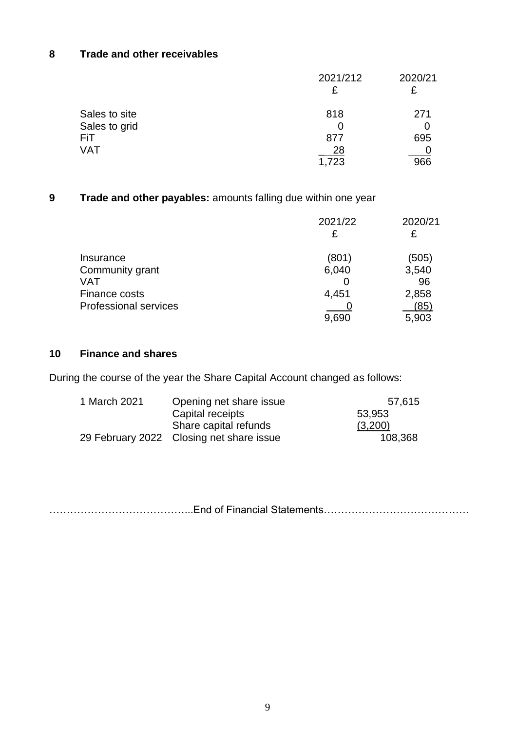## 8 Trade and other receivables

| | 2021/212 £ | 2020/21 £ |
|---|---|---|
| Sales to site | 818 | 271 |
| Sales to grid | 0 | 0 |
| FiT | 877 | 695 |
| VAT | 28 | 0 |
| | 1,723 | 966 |

## 9 Trade and other payables: amounts falling due within one year

| | 2021/22 £ | 2020/21 £ |
|---|---|---|
| Insurance | (801) | (505) |
| Community grant | 6,040 | 3,540 |
| VAT | 0 | 96 |
| Finance costs | 4,451 | 2,858 |
| Professional services | 0 | (85) |
| | 9,690 | 5,903 |

## 10 Finance and shares

During the course of the year the Share Capital Account changed as follows:

| | | | |
|---|---|---|---|
| 1 March 2021 | Opening net share issue | | 57,615 |
| | Capital receipts | 53,953 | |
| | Share capital refunds | (3,200) | |
| 29 February 2022 | Closing net share issue | | 108,368 |

…………………………………...End of Financial Statements……………………………………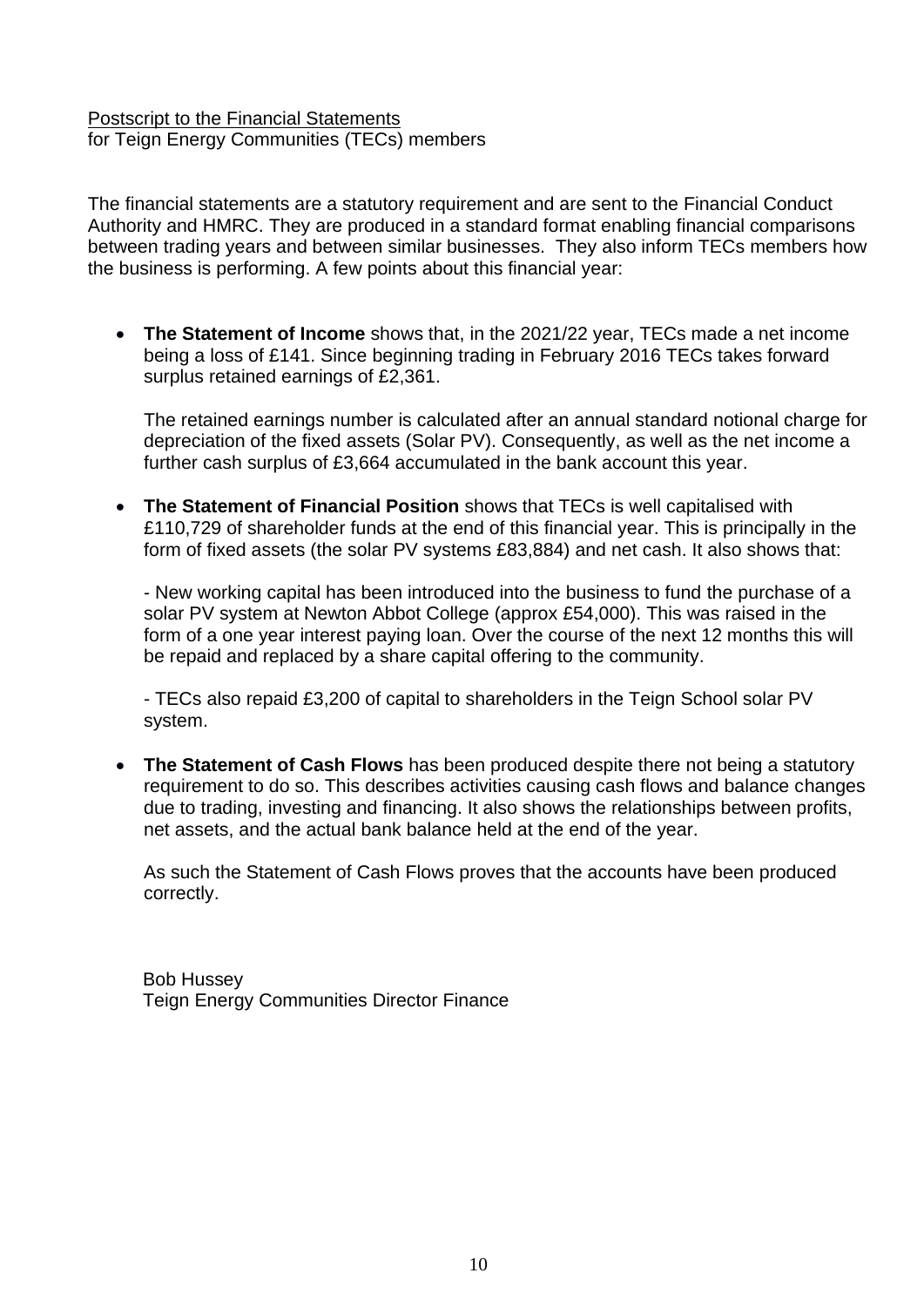Postscript to the Financial Statements
for Teign Energy Communities (TECs) members

The financial statements are a statutory requirement and are sent to the Financial Conduct Authority and HMRC. They are produced in a standard format enabling financial comparisons between trading years and between similar businesses. They also inform TECs members how the business is performing. A few points about this financial year:

- **The Statement of Income** shows that, in the 2021/22 year, TECs made a net income being a loss of £141. Since beginning trading in February 2016 TECs takes forward surplus retained earnings of £2,361.

  The retained earnings number is calculated after an annual standard notional charge for depreciation of the fixed assets (Solar PV). Consequently, as well as the net income a further cash surplus of £3,664 accumulated in the bank account this year.

- **The Statement of Financial Position** shows that TECs is well capitalised with £110,729 of shareholder funds at the end of this financial year. This is principally in the form of fixed assets (the solar PV systems £83,884) and net cash. It also shows that:

  - New working capital has been introduced into the business to fund the purchase of a solar PV system at Newton Abbot College (approx £54,000). This was raised in the form of a one year interest paying loan. Over the course of the next 12 months this will be repaid and replaced by a share capital offering to the community.

  - TECs also repaid £3,200 of capital to shareholders in the Teign School solar PV system.

- **The Statement of Cash Flows** has been produced despite there not being a statutory requirement to do so. This describes activities causing cash flows and balance changes due to trading, investing and financing. It also shows the relationships between profits, net assets, and the actual bank balance held at the end of the year.

  As such the Statement of Cash Flows proves that the accounts have been produced correctly.

Bob Hussey
Teign Energy Communities Director Finance